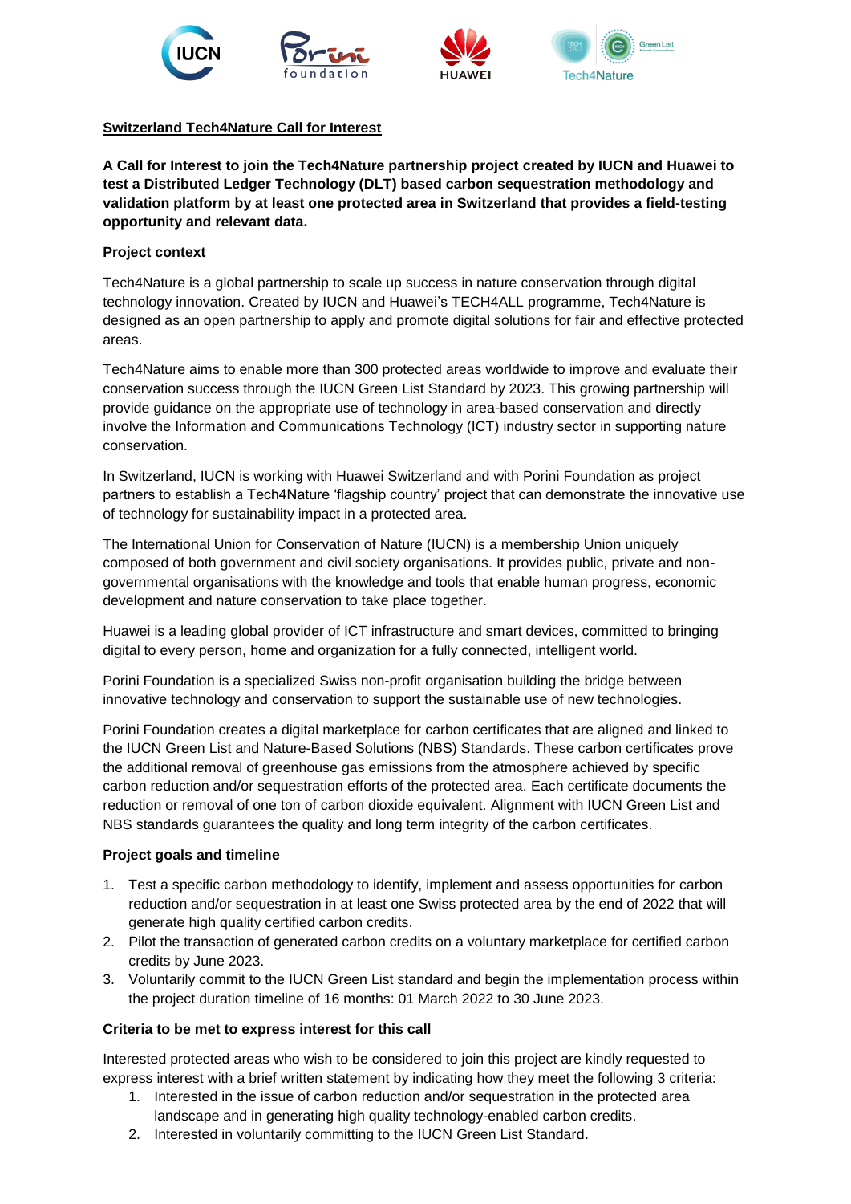## Switzerland Tech4Nature Call for Interest

**A Call for Interest to join the Tech4Nature partnership project created by IUCN and Huawei to test a Distributed Ledger Technology (DLT) based carbon sequestration methodology and validation platform by at least one protected area in Switzerland that provides a field-testing opportunity and relevant data.**

### Project context

Tech4Nature is a global partnership to scale up success in nature conservation through digital technology innovation. Created by IUCN and Huawei's TECH4ALL programme, Tech4Nature is designed as an open partnership to apply and promote digital solutions for fair and effective protected areas.

Tech4Nature aims to enable more than 300 protected areas worldwide to improve and evaluate their conservation success through the IUCN Green List Standard by 2023. This growing partnership will provide guidance on the appropriate use of technology in area-based conservation and directly involve the Information and Communications Technology (ICT) industry sector in supporting nature conservation.

In Switzerland, IUCN is working with Huawei Switzerland and with Porini Foundation as project partners to establish a Tech4Nature 'flagship country' project that can demonstrate the innovative use of technology for sustainability impact in a protected area.

The International Union for Conservation of Nature (IUCN) is a membership Union uniquely composed of both government and civil society organisations. It provides public, private and non-governmental organisations with the knowledge and tools that enable human progress, economic development and nature conservation to take place together.

Huawei is a leading global provider of ICT infrastructure and smart devices, committed to bringing digital to every person, home and organization for a fully connected, intelligent world.

Porini Foundation is a specialized Swiss non-profit organisation building the bridge between innovative technology and conservation to support the sustainable use of new technologies.

Porini Foundation creates a digital marketplace for carbon certificates that are aligned and linked to the IUCN Green List and Nature-Based Solutions (NBS) Standards. These carbon certificates prove the additional removal of greenhouse gas emissions from the atmosphere achieved by specific carbon reduction and/or sequestration efforts of the protected area. Each certificate documents the reduction or removal of one ton of carbon dioxide equivalent. Alignment with IUCN Green List and NBS standards guarantees the quality and long term integrity of the carbon certificates.

### Project goals and timeline

1. Test a specific carbon methodology to identify, implement and assess opportunities for carbon reduction and/or sequestration in at least one Swiss protected area by the end of 2022 that will generate high quality certified carbon credits.
2. Pilot the transaction of generated carbon credits on a voluntary marketplace for certified carbon credits by June 2023.
3. Voluntarily commit to the IUCN Green List standard and begin the implementation process within the project duration timeline of 16 months: 01 March 2022 to 30 June 2023.

### Criteria to be met to express interest for this call

Interested protected areas who wish to be considered to join this project are kindly requested to express interest with a brief written statement by indicating how they meet the following 3 criteria:

1. Interested in the issue of carbon reduction and/or sequestration in the protected area landscape and in generating high quality technology-enabled carbon credits.
2. Interested in voluntarily committing to the IUCN Green List Standard.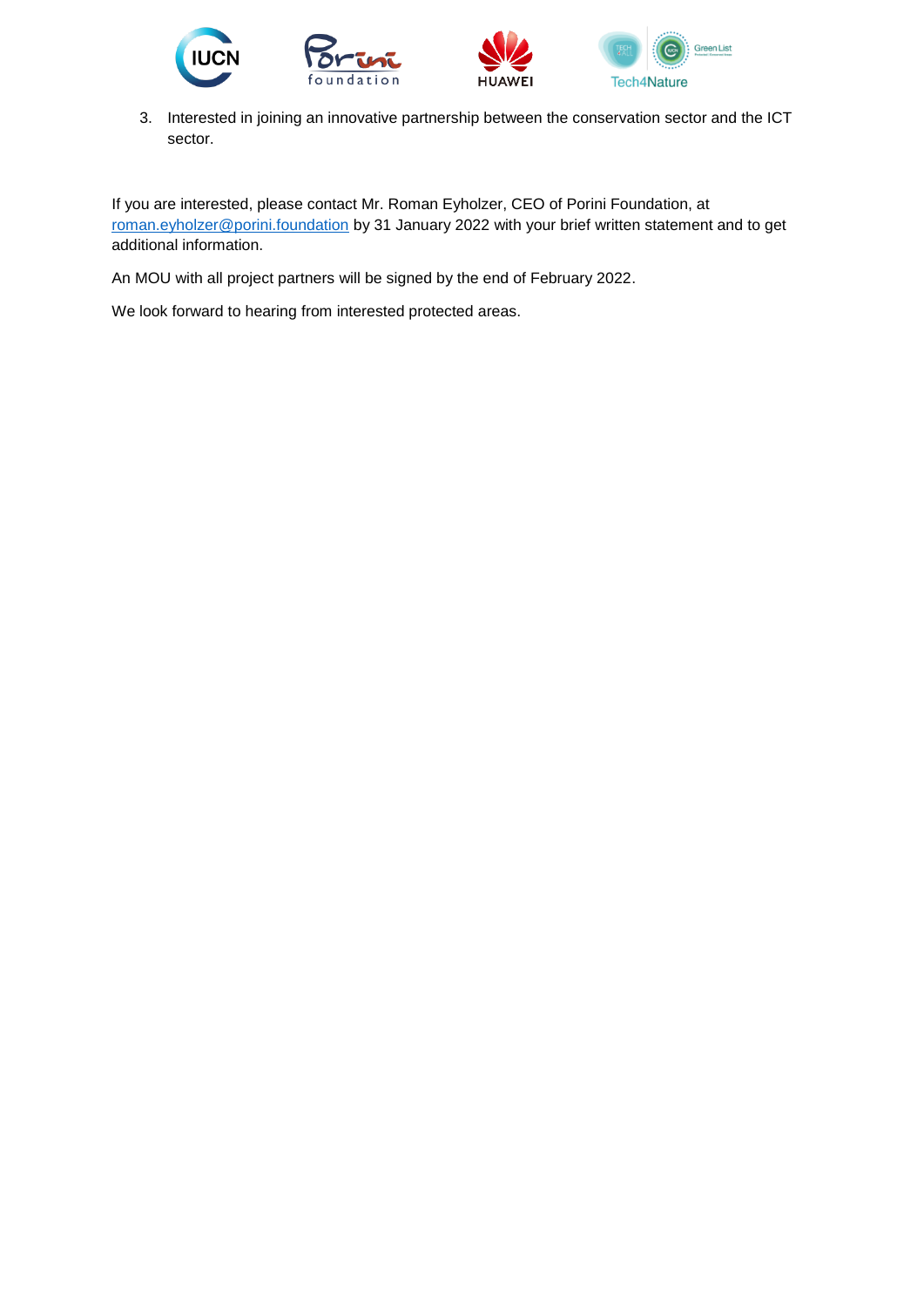3. Interested in joining an innovative partnership between the conservation sector and the ICT sector.

If you are interested, please contact Mr. Roman Eyholzer, CEO of Porini Foundation, at [roman.eyholzer@porini.foundation](mailto:roman.eyholzer@porini.foundation) by 31 January 2022 with your brief written statement and to get additional information.

An MOU with all project partners will be signed by the end of February 2022.

We look forward to hearing from interested protected areas.